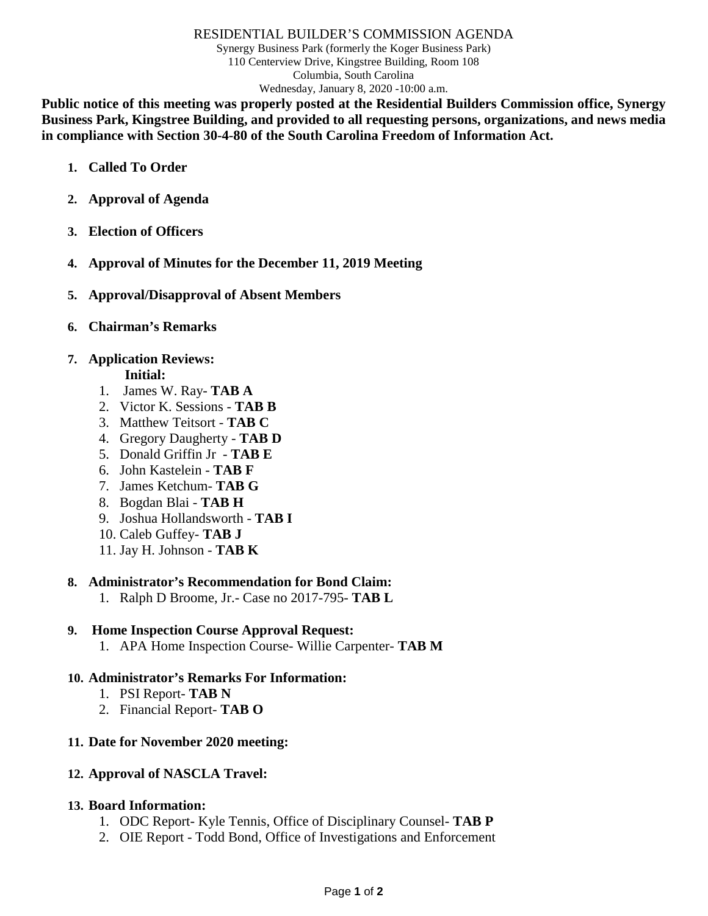# RESIDENTIAL BUILDER'S COMMISSION AGENDA

Synergy Business Park (formerly the Koger Business Park)
110 Centerview Drive, Kingstree Building, Room 108
Columbia, South Carolina
Wednesday, January 8, 2020 -10:00 a.m.

**Public notice of this meeting was properly posted at the Residential Builders Commission office, Synergy Business Park, Kingstree Building, and provided to all requesting persons, organizations, and news media in compliance with Section 30-4-80 of the South Carolina Freedom of Information Act.**

1. **Called To Order**

2. **Approval of Agenda**

3. **Election of Officers**

4. **Approval of Minutes for the December 11, 2019 Meeting**

5. **Approval/Disapproval of Absent Members**

6. **Chairman's Remarks**

7. **Application Reviews:**

   **Initial:**
   1. James W. Ray- **TAB A**
   2. Victor K. Sessions - **TAB B**
   3. Matthew Teitsort - **TAB C**
   4. Gregory Daugherty - **TAB D**
   5. Donald Griffin Jr - **TAB E**
   6. John Kastelein - **TAB F**
   7. James Ketchum- **TAB G**
   8. Bogdan Blai - **TAB H**
   9. Joshua Hollandsworth - **TAB I**
   10. Caleb Guffey- **TAB J**
   11. Jay H. Johnson - **TAB K**

8. **Administrator's Recommendation for Bond Claim:**
   1. Ralph D Broome, Jr.- Case no 2017-795- **TAB L**

9. **Home Inspection Course Approval Request:**
   1. APA Home Inspection Course- Willie Carpenter**- TAB M**

10. **Administrator's Remarks For Information:**
    1. PSI Report- **TAB N**
    2. Financial Report- **TAB O**

11. **Date for November 2020 meeting:**

12. **Approval of NASCLA Travel:**

13. **Board Information:**
    1. ODC Report- Kyle Tennis, Office of Disciplinary Counsel- **TAB P**
    2. OIE Report - Todd Bond, Office of Investigations and Enforcement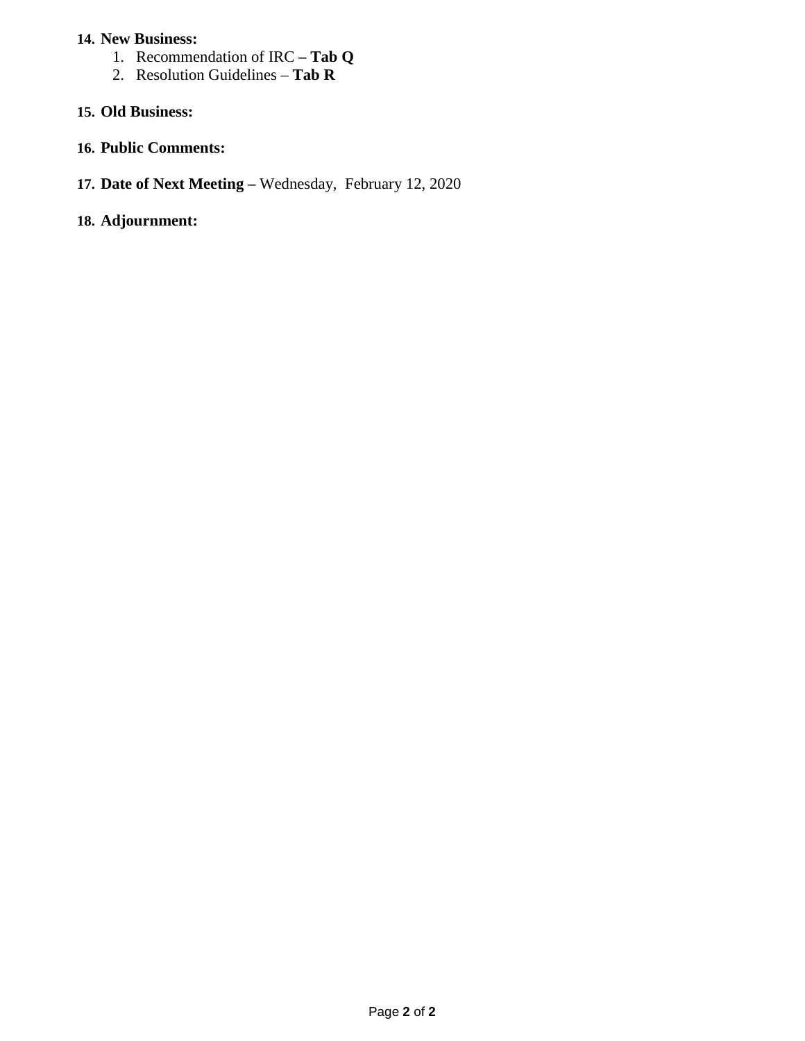**14. New Business:**

1. Recommendation of IRC **– Tab Q**
2. Resolution Guidelines – **Tab R**

**15. Old Business:**

**16. Public Comments:**

**17. Date of Next Meeting –** Wednesday, February 12, 2020

**18. Adjournment:**